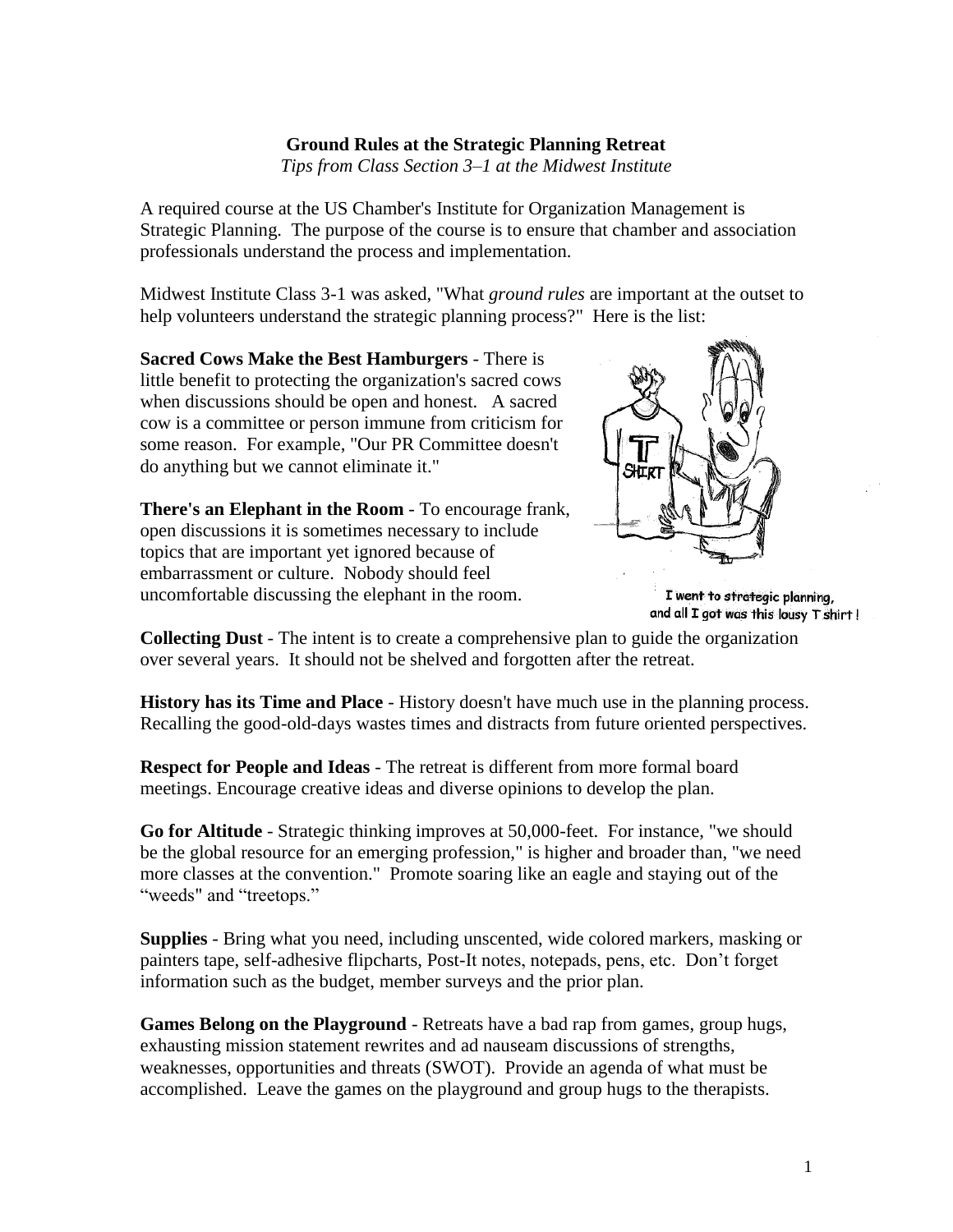**Ground Rules at the Strategic Planning Retreat**

*Tips from Class Section 3–1 at the Midwest Institute*

A required course at the US Chamber's Institute for Organization Management is Strategic Planning. The purpose of the course is to ensure that chamber and association professionals understand the process and implementation.

Midwest Institute Class 3-1 was asked, "What *ground rules* are important at the outset to help volunteers understand the strategic planning process?" Here is the list:

**Sacred Cows Make the Best Hamburgers** - There is little benefit to protecting the organization's sacred cows when discussions should be open and honest. A sacred cow is a committee or person immune from criticism for some reason. For example, "Our PR Committee doesn't do anything but we cannot eliminate it."

**There's an Elephant in the Room** - To encourage frank, open discussions it is sometimes necessary to include topics that are important yet ignored because of embarrassment or culture. Nobody should feel uncomfortable discussing the elephant in the room.

I went to strategic planning, and all I got was this lousy T shirt!

**Collecting Dust** - The intent is to create a comprehensive plan to guide the organization over several years. It should not be shelved and forgotten after the retreat.

**History has its Time and Place** - History doesn't have much use in the planning process. Recalling the good-old-days wastes times and distracts from future oriented perspectives.

**Respect for People and Ideas** - The retreat is different from more formal board meetings. Encourage creative ideas and diverse opinions to develop the plan.

**Go for Altitude** - Strategic thinking improves at 50,000-feet. For instance, "we should be the global resource for an emerging profession," is higher and broader than, "we need more classes at the convention." Promote soaring like an eagle and staying out of the "weeds" and "treetops."

**Supplies** - Bring what you need, including unscented, wide colored markers, masking or painters tape, self-adhesive flipcharts, Post-It notes, notepads, pens, etc. Don't forget information such as the budget, member surveys and the prior plan.

**Games Belong on the Playground** - Retreats have a bad rap from games, group hugs, exhausting mission statement rewrites and ad nauseam discussions of strengths, weaknesses, opportunities and threats (SWOT). Provide an agenda of what must be accomplished. Leave the games on the playground and group hugs to the therapists.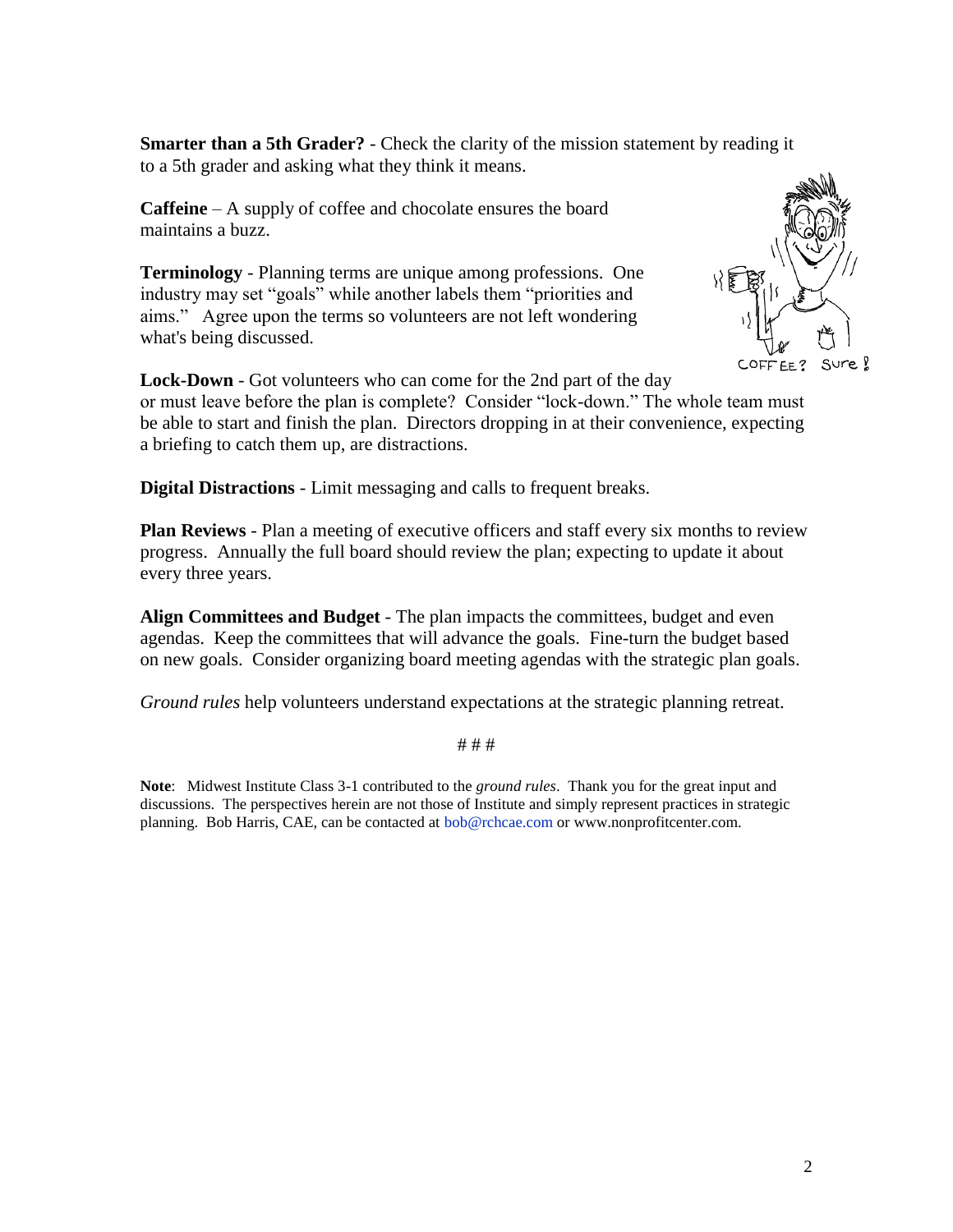**Smarter than a 5th Grader?** - Check the clarity of the mission statement by reading it to a 5th grader and asking what they think it means.

**Caffeine** – A supply of coffee and chocolate ensures the board maintains a buzz.

**Terminology** - Planning terms are unique among professions. One industry may set "goals" while another labels them "priorities and aims." Agree upon the terms so volunteers are not left wondering what's being discussed.

**Lock-Down** - Got volunteers who can come for the 2nd part of the day or must leave before the plan is complete? Consider "lock-down." The whole team must be able to start and finish the plan. Directors dropping in at their convenience, expecting a briefing to catch them up, are distractions.

**Digital Distractions** - Limit messaging and calls to frequent breaks.

**Plan Reviews** - Plan a meeting of executive officers and staff every six months to review progress. Annually the full board should review the plan; expecting to update it about every three years.

**Align Committees and Budget** - The plan impacts the committees, budget and even agendas. Keep the committees that will advance the goals. Fine-turn the budget based on new goals. Consider organizing board meeting agendas with the strategic plan goals.

*Ground rules* help volunteers understand expectations at the strategic planning retreat.

# # #

**Note**: Midwest Institute Class 3-1 contributed to the *ground rules*. Thank you for the great input and discussions. The perspectives herein are not those of Institute and simply represent practices in strategic planning. Bob Harris, CAE, can be contacted at bob@rchcae.com or www.nonprofitcenter.com.